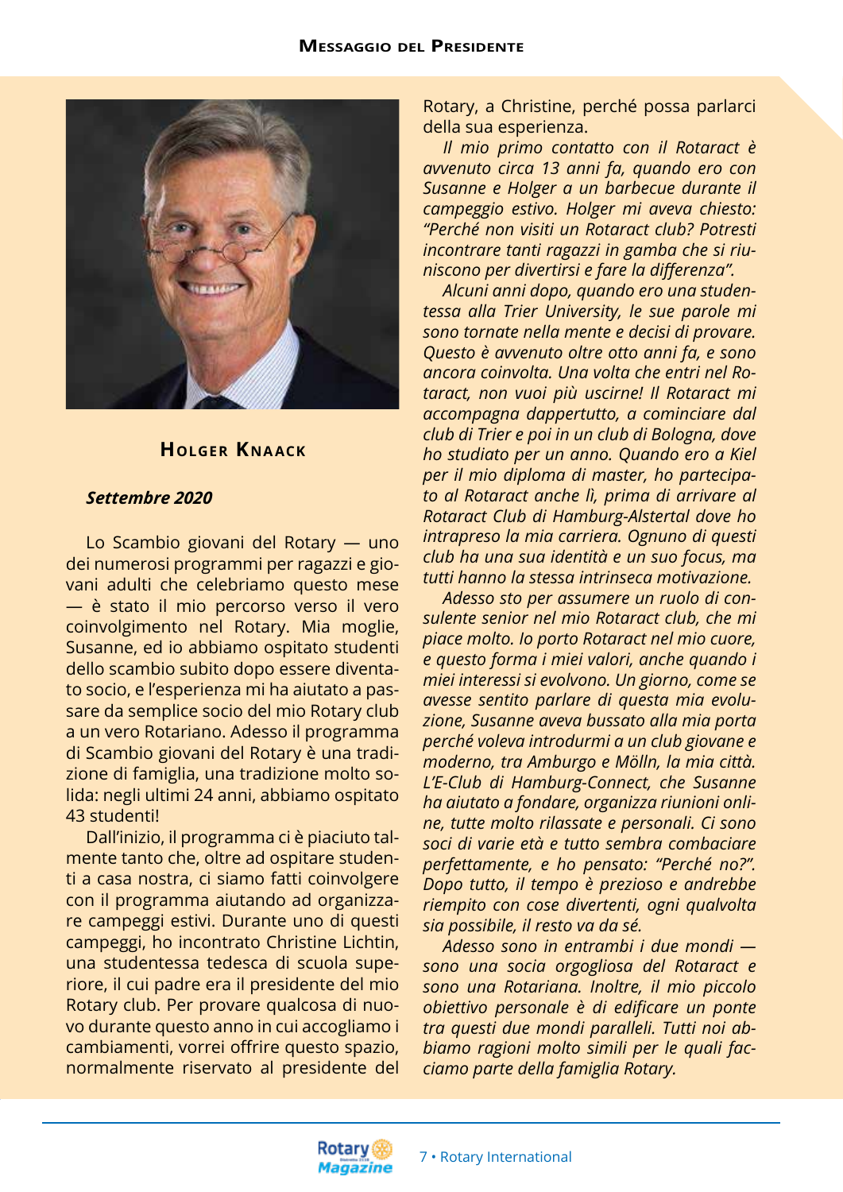## Messaggio del Presidente

### Holger Knaack

***Settembre 2020***

Lo Scambio giovani del Rotary — uno dei numerosi programmi per ragazzi e giovani adulti che celebriamo questo mese — è stato il mio percorso verso il vero coinvolgimento nel Rotary. Mia moglie, Susanne, ed io abbiamo ospitato studenti dello scambio subito dopo essere diventato socio, e l'esperienza mi ha aiutato a passare da semplice socio del mio Rotary club a un vero Rotariano. Adesso il programma di Scambio giovani del Rotary è una tradizione di famiglia, una tradizione molto solida: negli ultimi 24 anni, abbiamo ospitato 43 studenti!

Dall'inizio, il programma ci è piaciuto talmente tanto che, oltre ad ospitare studenti a casa nostra, ci siamo fatti coinvolgere con il programma aiutando ad organizzare campeggi estivi. Durante uno di questi campeggi, ho incontrato Christine Lichtin, una studentessa tedesca di scuola superiore, il cui padre era il presidente del Rotary club. Per provare qualcosa di nuovo durante questo anno in cui accogliamo i cambiamenti, vorrei offrire questo spazio, normalmente riservato al presidente del Rotary, a Christine, perché possa parlarci della sua esperienza.

*Il mio primo contatto con il Rotaract è avvenuto circa 13 anni fa, quando ero con Susanne e Holger a un barbecue durante il campeggio estivo. Holger mi aveva chiesto: "Perché non visiti un Rotaract club? Potresti incontrare tanti ragazzi in gamba che si riuniscono per divertirsi e fare la differenza".*

*Alcuni anni dopo, quando ero una studentessa alla Trier University, le sue parole mi sono tornate nella mente e decisi di provare. Questo è avvenuto oltre otto anni fa, e sono ancora coinvolta. Una volta che entri nel Rotaract, non vuoi più uscirne! Il Rotaract mi accompagna dappertutto, a cominciare dal club di Trier e poi in un club di Bologna, dove ho studiato per un anno. Quando ero a Kiel per il mio diploma di master, ho partecipato al Rotaract anche lì, prima di arrivare al Rotaract Club di Hamburg-Alstertal dove ho intrapreso la mia carriera. Ognuno di questi club ha una sua identità e un suo focus, ma tutti hanno la stessa intrinseca motivazione.*

*Adesso sto per assumere un ruolo di consulente senior nel mio Rotaract club, che mi piace molto. Io porto Rotaract nel mio cuore, e questo forma i miei valori, anche quando i miei interessi si evolvono. Un giorno, come se avesse sentito parlare di questa mia evoluzione, Susanne aveva bussato alla mia porta perché voleva introdurmi a un club giovane e moderno, tra Amburgo e Mölln, la mia città. L'E-Club di Hamburg-Connect, che Susanne ha aiutato a fondare, organizza riunioni online, tutte molto rilassate e personali. Ci sono soci di varie età e tutto sembra combaciare perfettamente, e ho pensato: "Perché no?". Dopo tutto, il tempo è prezioso e andrebbe riempito con cose divertenti, ogni qualvolta sia possibile, il resto va da sé.*

*Adesso sono in entrambi i due mondi — sono una socia orgogliosa del Rotaract e sono una Rotariana. Inoltre, il mio piccolo obiettivo personale è di edificare un ponte tra questi due mondi paralleli. Tutti noi abbiamo ragioni molto simili per le quali facciamo parte della famiglia Rotary.*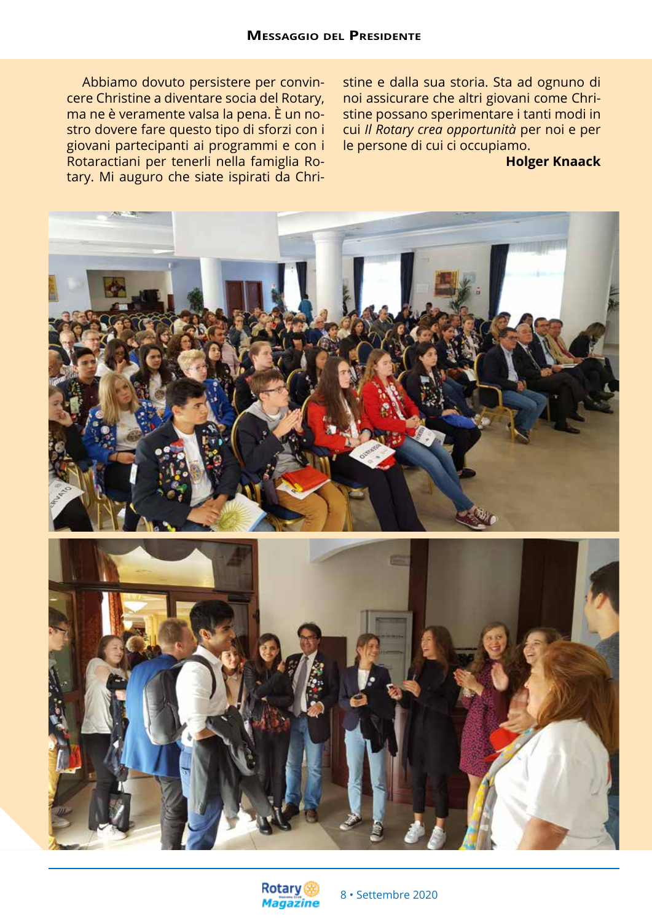Abbiamo dovuto persistere per convincere Christine a diventare socia del Rotary, ma ne è veramente valsa la pena. È un nostro dovere fare questo tipo di sforzi con i giovani partecipanti ai programmi e con i Rotaractiani per tenerli nella famiglia Rotary. Mi auguro che siate ispirati da Christine e dalla sua storia. Sta ad ognuno di noi assicurare che altri giovani come Christine possano sperimentare i tanti modi in cui *Il Rotary crea opportunità* per noi e per le persone di cui ci occupiamo.

**Holger Knaack**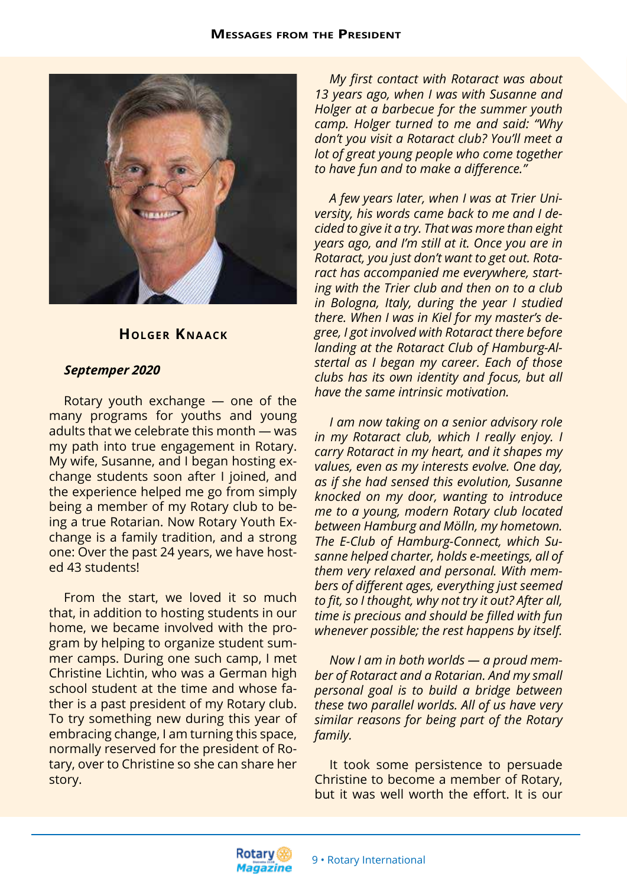## Holger Knaack

***Septemper 2020***

Rotary youth exchange — one of the many programs for youths and young adults that we celebrate this month — was my path into true engagement in Rotary. My wife, Susanne, and I began hosting exchange students soon after I joined, and the experience helped me go from simply being a member of my Rotary club to being a true Rotarian. Now Rotary Youth Exchange is a family tradition, and a strong one: Over the past 24 years, we have hosted 43 students!

From the start, we loved it so much that, in addition to hosting students in our home, we became involved with the program by helping to organize student summer camps. During one such camp, I met Christine Lichtin, who was a German high school student at the time and whose father is a past president of my Rotary club. To try something new during this year of embracing change, I am turning this space, normally reserved for the president of Rotary, over to Christine so she can share her story.

*My first contact with Rotaract was about 13 years ago, when I was with Susanne and Holger at a barbecue for the summer youth camp. Holger turned to me and said: "Why don't you visit a Rotaract club? You'll meet a lot of great young people who come together to have fun and to make a difference."*

*A few years later, when I was at Trier University, his words came back to me and I decided to give it a try. That was more than eight years ago, and I'm still at it. Once you are in Rotaract, you just don't want to get out. Rotaract has accompanied me everywhere, starting with the Trier club and then on to a club in Bologna, Italy, during the year I studied there. When I was in Kiel for my master's degree, I got involved with Rotaract there before landing at the Rotaract Club of Hamburg-Alstertal as I began my career. Each of those clubs has its own identity and focus, but all have the same intrinsic motivation.*

*I am now taking on a senior advisory role in my Rotaract club, which I really enjoy. I carry Rotaract in my heart, and it shapes my values, even as my interests evolve. One day, as if she had sensed this evolution, Susanne knocked on my door, wanting to introduce me to a young, modern Rotary club located between Hamburg and Mölln, my hometown. The E-Club of Hamburg-Connect, which Susanne helped charter, holds e-meetings, all of them very relaxed and personal. With members of different ages, everything just seemed to fit, so I thought, why not try it out? After all, time is precious and should be filled with fun whenever possible; the rest happens by itself.*

*Now I am in both worlds — a proud member of Rotaract and a Rotarian. And my small personal goal is to build a bridge between these two parallel worlds. All of us have very similar reasons for being part of the Rotary family.*

It took some persistence to persuade Christine to become a member of Rotary, but it was well worth the effort. It is our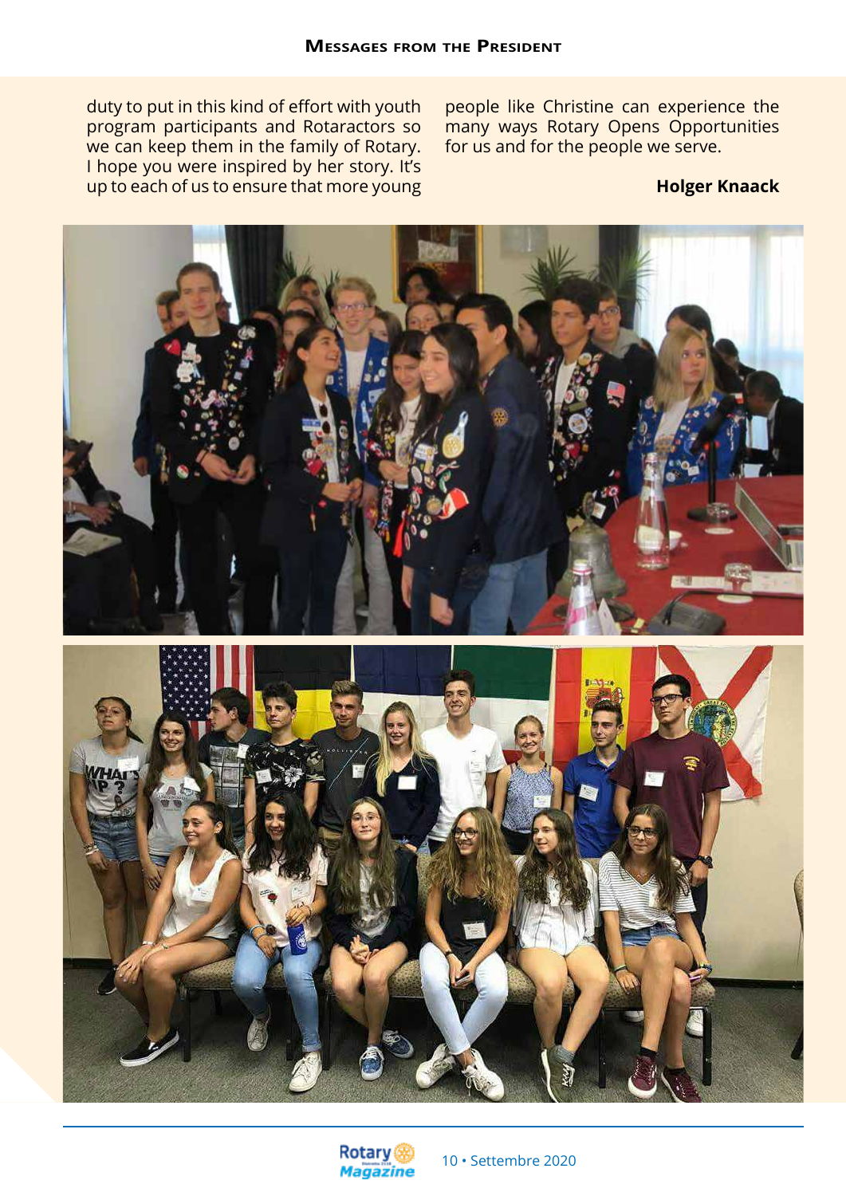duty to put in this kind of effort with youth program participants and Rotaractors so we can keep them in the family of Rotary. I hope you were inspired by her story. It's up to each of us to ensure that more young people like Christine can experience the many ways Rotary Opens Opportunities for us and for the people we serve.

**Holger Knaack**